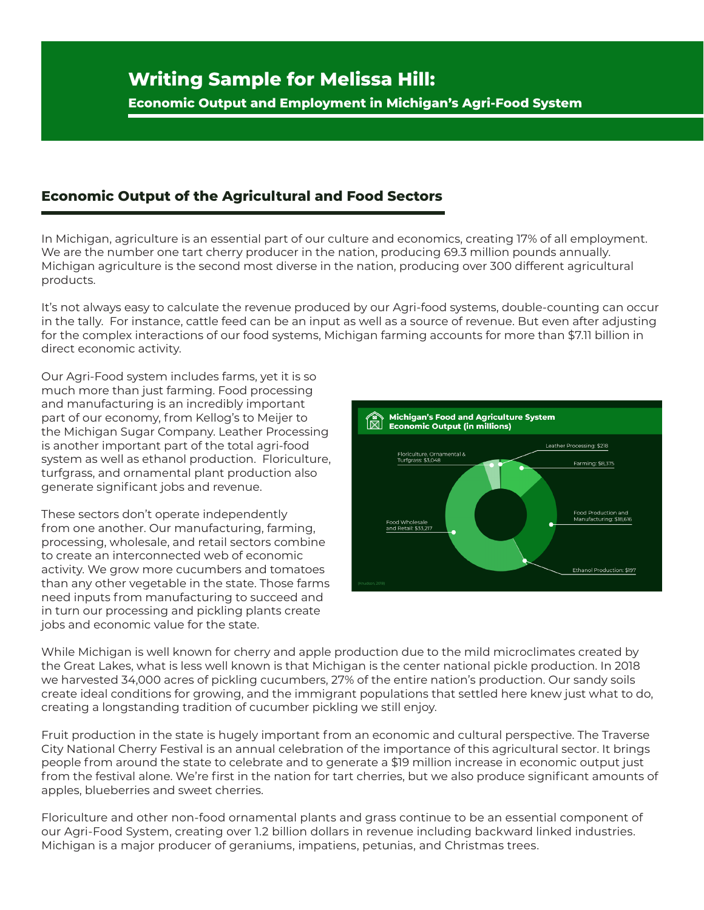# Writing Sample for Melissa Hill:

**Economic Output and Employment in Michigan's Agri-Food System**

## Economic Output of the Agricultural and Food Sectors

In Michigan, agriculture is an essential part of our culture and economics, creating 17% of all employment. We are the number one tart cherry producer in the nation, producing 69.3 million pounds annually. Michigan agriculture is the second most diverse in the nation, producing over 300 different agricultural products.

It's not always easy to calculate the revenue produced by our Agri-food systems, double-counting can occur in the tally. For instance, cattle feed can be an input as well as a source of revenue. But even after adjusting for the complex interactions of our food systems, Michigan farming accounts for more than $7.11 billion in direct economic activity.

Our Agri-Food system includes farms, yet it is so much more than just farming. Food processing and manufacturing is an incredibly important part of our economy, from Kellog's to Meijer to the Michigan Sugar Company. Leather Processing is another important part of the total agri-food system as well as ethanol production. Floriculture, turfgrass, and ornamental plant production also generate significant jobs and revenue.

**Michigan's Food and Agriculture System Economic Output (in millions)**

- Leather Processing: $218
- Farming: $8,375
- Food Production and Manufacturing: $18,616
- Ethanol Production: $197
- Food Wholesale and Retail: $33,217
- Floriculture, Ornamental & Turfgrass: $3,048

(Knudson, 2018)

These sectors don't operate independently from one another. Our manufacturing, farming, processing, wholesale, and retail sectors combine to create an interconnected web of economic activity. We grow more cucumbers and tomatoes than any other vegetable in the state. Those farms need inputs from manufacturing to succeed and in turn our processing and pickling plants create jobs and economic value for the state.

While Michigan is well known for cherry and apple production due to the mild microclimates created by the Great Lakes, what is less well known is that Michigan is the center national pickle production. In 2018 we harvested 34,000 acres of pickling cucumbers, 27% of the entire nation's production. Our sandy soils create ideal conditions for growing, and the immigrant populations that settled here knew just what to do, creating a longstanding tradition of cucumber pickling we still enjoy.

Fruit production in the state is hugely important from an economic and cultural perspective. The Traverse City National Cherry Festival is an annual celebration of the importance of this agricultural sector. It brings people from around the state to celebrate and to generate a $19 million increase in economic output just from the festival alone. We're first in the nation for tart cherries, but we also produce significant amounts of apples, blueberries and sweet cherries.

Floriculture and other non-food ornamental plants and grass continue to be an essential component of our Agri-Food System, creating over 1.2 billion dollars in revenue including backward linked industries. Michigan is a major producer of geraniums, impatiens, petunias, and Christmas trees.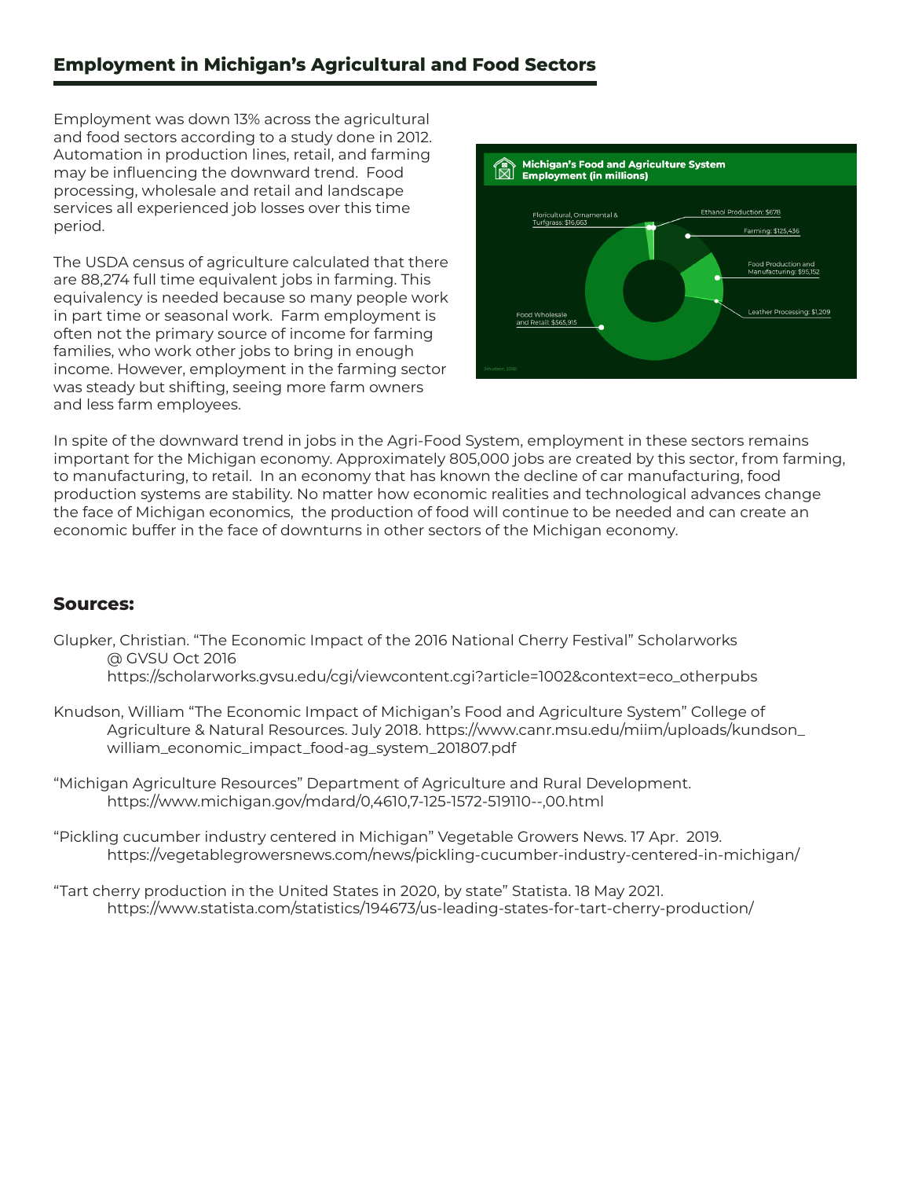## Employment in Michigan's Agricultural and Food Sectors

Employment was down 13% across the agricultural and food sectors according to a study done in 2012. Automation in production lines, retail, and farming may be influencing the downward trend. Food processing, wholesale and retail and landscape services all experienced job losses over this time period.

The USDA census of agriculture calculated that there are 88,274 full time equivalent jobs in farming. This equivalency is needed because so many people work in part time or seasonal work. Farm employment is often not the primary source of income for farming families, who work other jobs to bring in enough income. However, employment in the farming sector was steady but shifting, seeing more farm owners and less farm employees.

**Michigan's Food and Agriculture System Employment (in millions)**

Floricultural, Ornamental & Turfgrass: $16,663

Ethanol Production: $678

Farming: $125,436

Food Production and Manufacturing: $95,152

Leather Processing: $1,209

Food Wholesale and Retail: $565,915

(Knudson, 2018)

In spite of the downward trend in jobs in the Agri-Food System, employment in these sectors remains important for the Michigan economy. Approximately 805,000 jobs are created by this sector, from farming, to manufacturing, to retail. In an economy that has known the decline of car manufacturing, food production systems are stability. No matter how economic realities and technological advances change the face of Michigan economics, the production of food will continue to be needed and can create an economic buffer in the face of downturns in other sectors of the Michigan economy.

### Sources:

Glupker, Christian. "The Economic Impact of the 2016 National Cherry Festival" Scholarworks @ GVSU Oct 2016 https://scholarworks.gvsu.edu/cgi/viewcontent.cgi?article=1002&context=eco_otherpubs

Knudson, William "The Economic Impact of Michigan's Food and Agriculture System" College of Agriculture & Natural Resources. July 2018. https://www.canr.msu.edu/miim/uploads/kundson_william_economic_impact_food-ag_system_201807.pdf

"Michigan Agriculture Resources" Department of Agriculture and Rural Development. https://www.michigan.gov/mdard/0,4610,7-125-1572-519110--,00.html

"Pickling cucumber industry centered in Michigan" Vegetable Growers News. 17 Apr. 2019. https://vegetablegrowersnews.com/news/pickling-cucumber-industry-centered-in-michigan/

"Tart cherry production in the United States in 2020, by state" Statista. 18 May 2021. https://www.statista.com/statistics/194673/us-leading-states-for-tart-cherry-production/